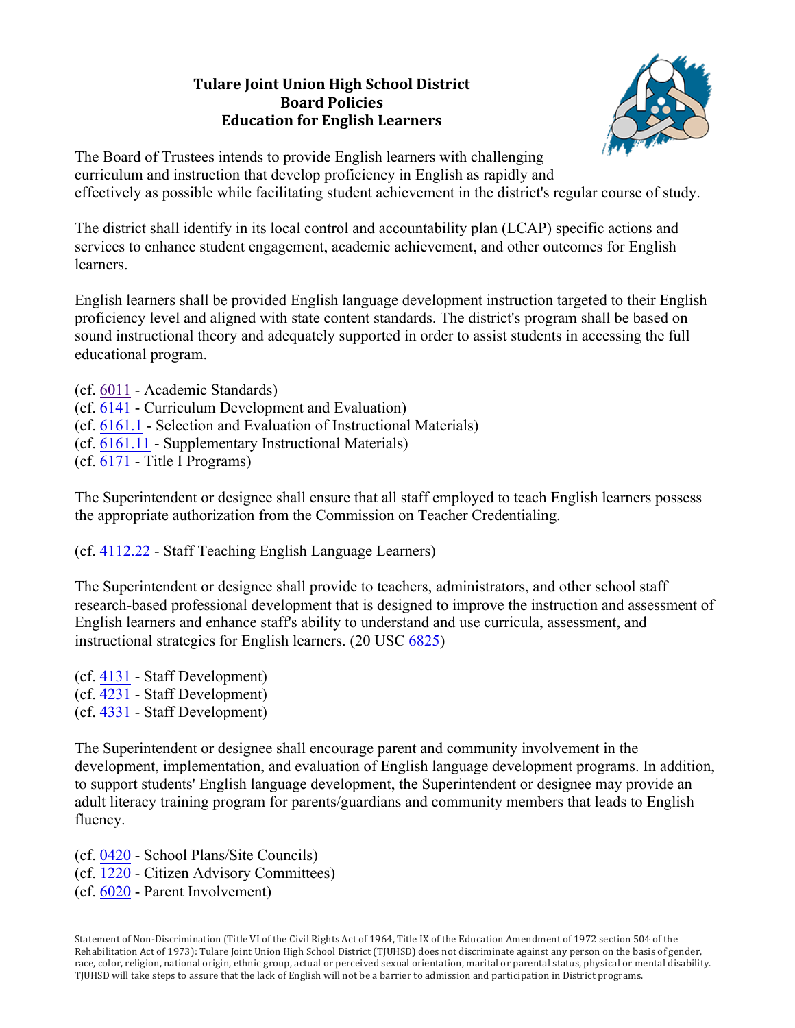# Tulare Joint Union High School District
## Board Policies
## Education for English Learners

The Board of Trustees intends to provide English learners with challenging curriculum and instruction that develop proficiency in English as rapidly and effectively as possible while facilitating student achievement in the district's regular course of study.

The district shall identify in its local control and accountability plan (LCAP) specific actions and services to enhance student engagement, academic achievement, and other outcomes for English learners.

English learners shall be provided English language development instruction targeted to their English proficiency level and aligned with state content standards. The district's program shall be based on sound instructional theory and adequately supported in order to assist students in accessing the full educational program.

(cf. 6011 - Academic Standards)
(cf. 6141 - Curriculum Development and Evaluation)
(cf. 6161.1 - Selection and Evaluation of Instructional Materials)
(cf. 6161.11 - Supplementary Instructional Materials)
(cf. 6171 - Title I Programs)

The Superintendent or designee shall ensure that all staff employed to teach English learners possess the appropriate authorization from the Commission on Teacher Credentialing.

(cf. 4112.22 - Staff Teaching English Language Learners)

The Superintendent or designee shall provide to teachers, administrators, and other school staff research-based professional development that is designed to improve the instruction and assessment of English learners and enhance staff's ability to understand and use curricula, assessment, and instructional strategies for English learners. (20 USC 6825)

(cf. 4131 - Staff Development)
(cf. 4231 - Staff Development)
(cf. 4331 - Staff Development)

The Superintendent or designee shall encourage parent and community involvement in the development, implementation, and evaluation of English language development programs. In addition, to support students' English language development, the Superintendent or designee may provide an adult literacy training program for parents/guardians and community members that leads to English fluency.

(cf. 0420 - School Plans/Site Councils)
(cf. 1220 - Citizen Advisory Committees)
(cf. 6020 - Parent Involvement)

Statement of Non-Discrimination (Title VI of the Civil Rights Act of 1964, Title IX of the Education Amendment of 1972 section 504 of the Rehabilitation Act of 1973): Tulare Joint Union High School District (TJUHSD) does not discriminate against any person on the basis of gender, race, color, religion, national origin, ethnic group, actual or perceived sexual orientation, marital or parental status, physical or mental disability. TJUHSD will take steps to assure that the lack of English will not be a barrier to admission and participation in District programs.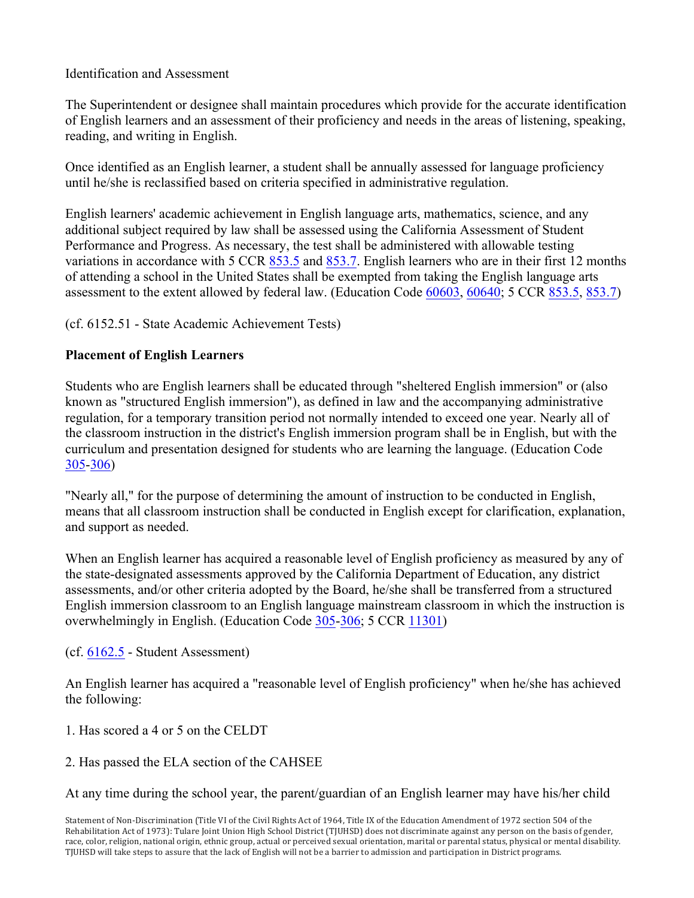Identification and Assessment

The Superintendent or designee shall maintain procedures which provide for the accurate identification of English learners and an assessment of their proficiency and needs in the areas of listening, speaking, reading, and writing in English.

Once identified as an English learner, a student shall be annually assessed for language proficiency until he/she is reclassified based on criteria specified in administrative regulation.

English learners' academic achievement in English language arts, mathematics, science, and any additional subject required by law shall be assessed using the California Assessment of Student Performance and Progress. As necessary, the test shall be administered with allowable testing variations in accordance with 5 CCR 853.5 and 853.7. English learners who are in their first 12 months of attending a school in the United States shall be exempted from taking the English language arts assessment to the extent allowed by federal law. (Education Code 60603, 60640; 5 CCR 853.5, 853.7)

(cf. 6152.51 - State Academic Achievement Tests)

**Placement of English Learners**

Students who are English learners shall be educated through "sheltered English immersion" or (also known as "structured English immersion"), as defined in law and the accompanying administrative regulation, for a temporary transition period not normally intended to exceed one year. Nearly all of the classroom instruction in the district's English immersion program shall be in English, but with the curriculum and presentation designed for students who are learning the language. (Education Code 305-306)

"Nearly all," for the purpose of determining the amount of instruction to be conducted in English, means that all classroom instruction shall be conducted in English except for clarification, explanation, and support as needed.

When an English learner has acquired a reasonable level of English proficiency as measured by any of the state-designated assessments approved by the California Department of Education, any district assessments, and/or other criteria adopted by the Board, he/she shall be transferred from a structured English immersion classroom to an English language mainstream classroom in which the instruction is overwhelmingly in English. (Education Code 305-306; 5 CCR 11301)

(cf. 6162.5 - Student Assessment)

An English learner has acquired a "reasonable level of English proficiency" when he/she has achieved the following:

1. Has scored a 4 or 5 on the CELDT

2. Has passed the ELA section of the CAHSEE

At any time during the school year, the parent/guardian of an English learner may have his/her child

Statement of Non-Discrimination (Title VI of the Civil Rights Act of 1964, Title IX of the Education Amendment of 1972 section 504 of the Rehabilitation Act of 1973): Tulare Joint Union High School District (TJUHSD) does not discriminate against any person on the basis of gender, race, color, religion, national origin, ethnic group, actual or perceived sexual orientation, marital or parental status, physical or mental disability. TJUHSD will take steps to assure that the lack of English will not be a barrier to admission and participation in District programs.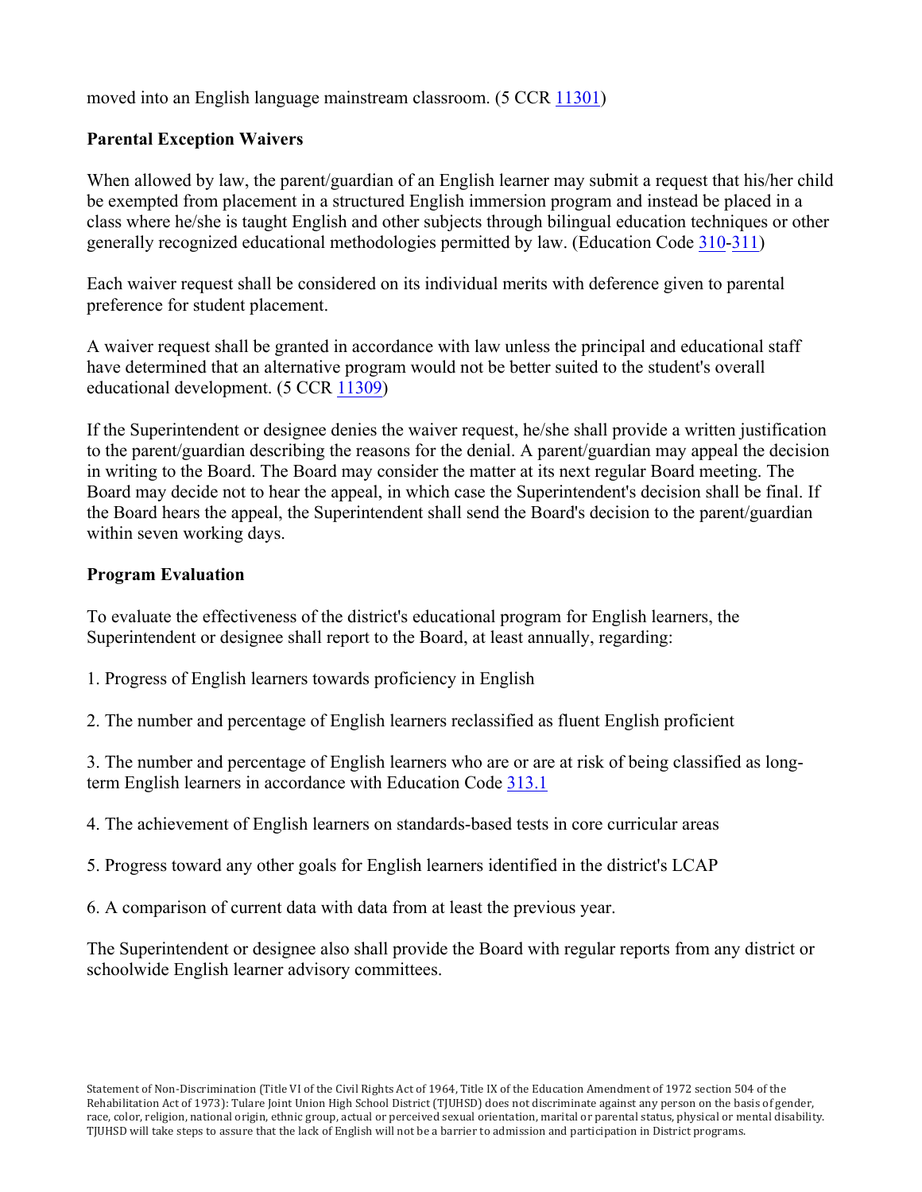moved into an English language mainstream classroom. (5 CCR 11301)

**Parental Exception Waivers**

When allowed by law, the parent/guardian of an English learner may submit a request that his/her child be exempted from placement in a structured English immersion program and instead be placed in a class where he/she is taught English and other subjects through bilingual education techniques or other generally recognized educational methodologies permitted by law. (Education Code 310-311)

Each waiver request shall be considered on its individual merits with deference given to parental preference for student placement.

A waiver request shall be granted in accordance with law unless the principal and educational staff have determined that an alternative program would not be better suited to the student's overall educational development. (5 CCR 11309)

If the Superintendent or designee denies the waiver request, he/she shall provide a written justification to the parent/guardian describing the reasons for the denial. A parent/guardian may appeal the decision in writing to the Board. The Board may consider the matter at its next regular Board meeting. The Board may decide not to hear the appeal, in which case the Superintendent's decision shall be final. If the Board hears the appeal, the Superintendent shall send the Board's decision to the parent/guardian within seven working days.

**Program Evaluation**

To evaluate the effectiveness of the district's educational program for English learners, the Superintendent or designee shall report to the Board, at least annually, regarding:

1. Progress of English learners towards proficiency in English

2. The number and percentage of English learners reclassified as fluent English proficient

3. The number and percentage of English learners who are or are at risk of being classified as long-term English learners in accordance with Education Code 313.1

4. The achievement of English learners on standards-based tests in core curricular areas

5. Progress toward any other goals for English learners identified in the district's LCAP

6. A comparison of current data with data from at least the previous year.

The Superintendent or designee also shall provide the Board with regular reports from any district or schoolwide English learner advisory committees.

Statement of Non-Discrimination (Title VI of the Civil Rights Act of 1964, Title IX of the Education Amendment of 1972 section 504 of the Rehabilitation Act of 1973): Tulare Joint Union High School District (TJUHSD) does not discriminate against any person on the basis of gender, race, color, religion, national origin, ethnic group, actual or perceived sexual orientation, marital or parental status, physical or mental disability. TJUHSD will take steps to assure that the lack of English will not be a barrier to admission and participation in District programs.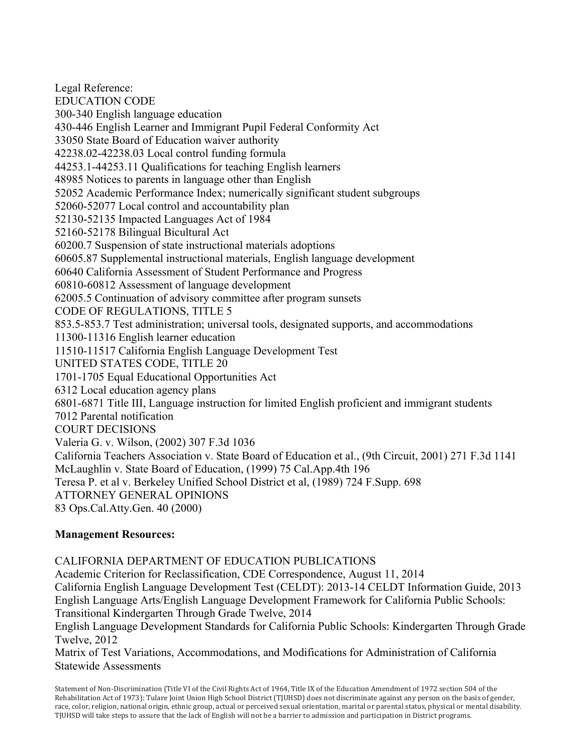Legal Reference:
EDUCATION CODE
300-340 English language education
430-446 English Learner and Immigrant Pupil Federal Conformity Act
33050 State Board of Education waiver authority
42238.02-42238.03 Local control funding formula
44253.1-44253.11 Qualifications for teaching English learners
48985 Notices to parents in language other than English
52052 Academic Performance Index; numerically significant student subgroups
52060-52077 Local control and accountability plan
52130-52135 Impacted Languages Act of 1984
52160-52178 Bilingual Bicultural Act
60200.7 Suspension of state instructional materials adoptions
60605.87 Supplemental instructional materials, English language development
60640 California Assessment of Student Performance and Progress
60810-60812 Assessment of language development
62005.5 Continuation of advisory committee after program sunsets
CODE OF REGULATIONS, TITLE 5
853.5-853.7 Test administration; universal tools, designated supports, and accommodations
11300-11316 English learner education
11510-11517 California English Language Development Test
UNITED STATES CODE, TITLE 20
1701-1705 Equal Educational Opportunities Act
6312 Local education agency plans
6801-6871 Title III, Language instruction for limited English proficient and immigrant students
7012 Parental notification
COURT DECISIONS
Valeria G. v. Wilson, (2002) 307 F.3d 1036
California Teachers Association v. State Board of Education et al., (9th Circuit, 2001) 271 F.3d 1141
McLaughlin v. State Board of Education, (1999) 75 Cal.App.4th 196
Teresa P. et al v. Berkeley Unified School District et al, (1989) 724 F.Supp. 698
ATTORNEY GENERAL OPINIONS
83 Ops.Cal.Atty.Gen. 40 (2000)

**Management Resources:**

CALIFORNIA DEPARTMENT OF EDUCATION PUBLICATIONS
Academic Criterion for Reclassification, CDE Correspondence, August 11, 2014
California English Language Development Test (CELDT): 2013-14 CELDT Information Guide, 2013
English Language Arts/English Language Development Framework for California Public Schools: Transitional Kindergarten Through Grade Twelve, 2014
English Language Development Standards for California Public Schools: Kindergarten Through Grade Twelve, 2012
Matrix of Test Variations, Accommodations, and Modifications for Administration of California Statewide Assessments

Statement of Non-Discrimination (Title VI of the Civil Rights Act of 1964, Title IX of the Education Amendment of 1972 section 504 of the Rehabilitation Act of 1973): Tulare Joint Union High School District (TJUHSD) does not discriminate against any person on the basis of gender, race, color, religion, national origin, ethnic group, actual or perceived sexual orientation, marital or parental status, physical or mental disability. TJUHSD will take steps to assure that the lack of English will not be a barrier to admission and participation in District programs.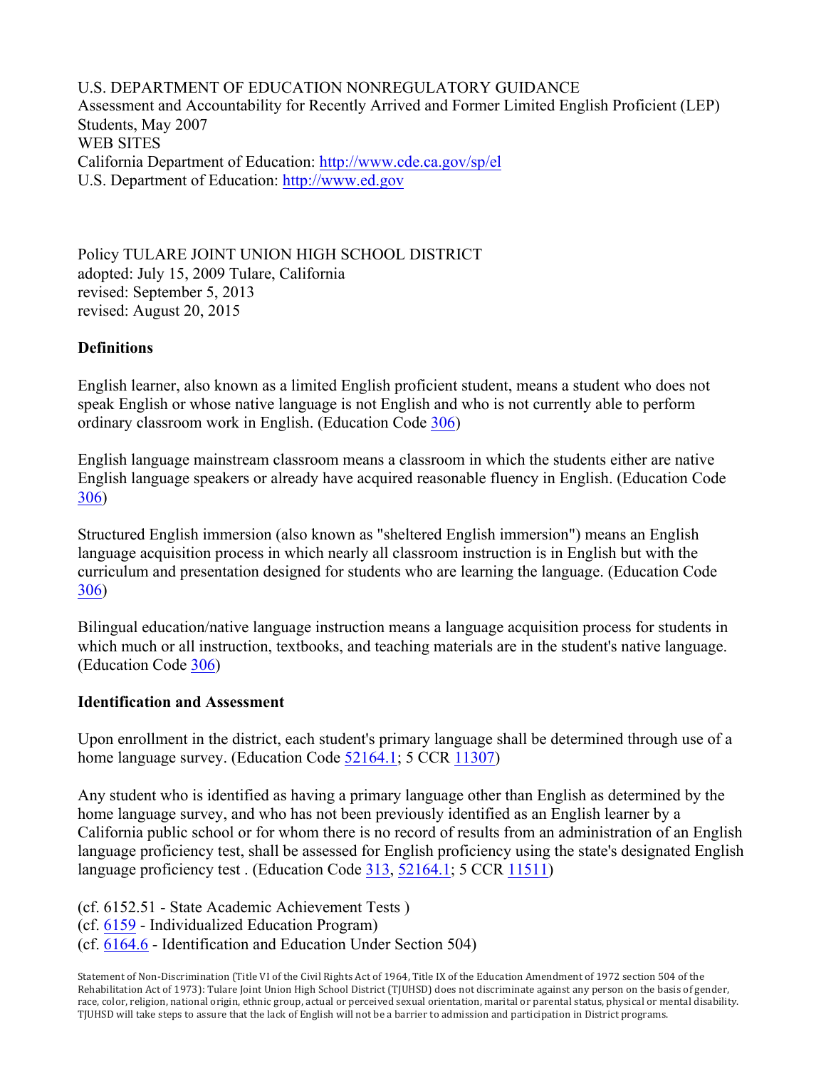U.S. DEPARTMENT OF EDUCATION NONREGULATORY GUIDANCE
Assessment and Accountability for Recently Arrived and Former Limited English Proficient (LEP) Students, May 2007
WEB SITES
California Department of Education: http://www.cde.ca.gov/sp/el
U.S. Department of Education: http://www.ed.gov

Policy TULARE JOINT UNION HIGH SCHOOL DISTRICT
adopted: July 15, 2009 Tulare, California
revised: September 5, 2013
revised: August 20, 2015

**Definitions**

English learner, also known as a limited English proficient student, means a student who does not speak English or whose native language is not English and who is not currently able to perform ordinary classroom work in English. (Education Code 306)

English language mainstream classroom means a classroom in which the students either are native English language speakers or already have acquired reasonable fluency in English. (Education Code 306)

Structured English immersion (also known as "sheltered English immersion") means an English language acquisition process in which nearly all classroom instruction is in English but with the curriculum and presentation designed for students who are learning the language. (Education Code 306)

Bilingual education/native language instruction means a language acquisition process for students in which much or all instruction, textbooks, and teaching materials are in the student's native language. (Education Code 306)

**Identification and Assessment**

Upon enrollment in the district, each student's primary language shall be determined through use of a home language survey. (Education Code 52164.1; 5 CCR 11307)

Any student who is identified as having a primary language other than English as determined by the home language survey, and who has not been previously identified as an English learner by a California public school or for whom there is no record of results from an administration of an English language proficiency test, shall be assessed for English proficiency using the state's designated English language proficiency test . (Education Code 313, 52164.1; 5 CCR 11511)

(cf. 6152.51 - State Academic Achievement Tests )
(cf. 6159 - Individualized Education Program)
(cf. 6164.6 - Identification and Education Under Section 504)

Statement of Non-Discrimination (Title VI of the Civil Rights Act of 1964, Title IX of the Education Amendment of 1972 section 504 of the Rehabilitation Act of 1973): Tulare Joint Union High School District (TJUHSD) does not discriminate against any person on the basis of gender, race, color, religion, national origin, ethnic group, actual or perceived sexual orientation, marital or parental status, physical or mental disability. TJUHSD will take steps to assure that the lack of English will not be a barrier to admission and participation in District programs.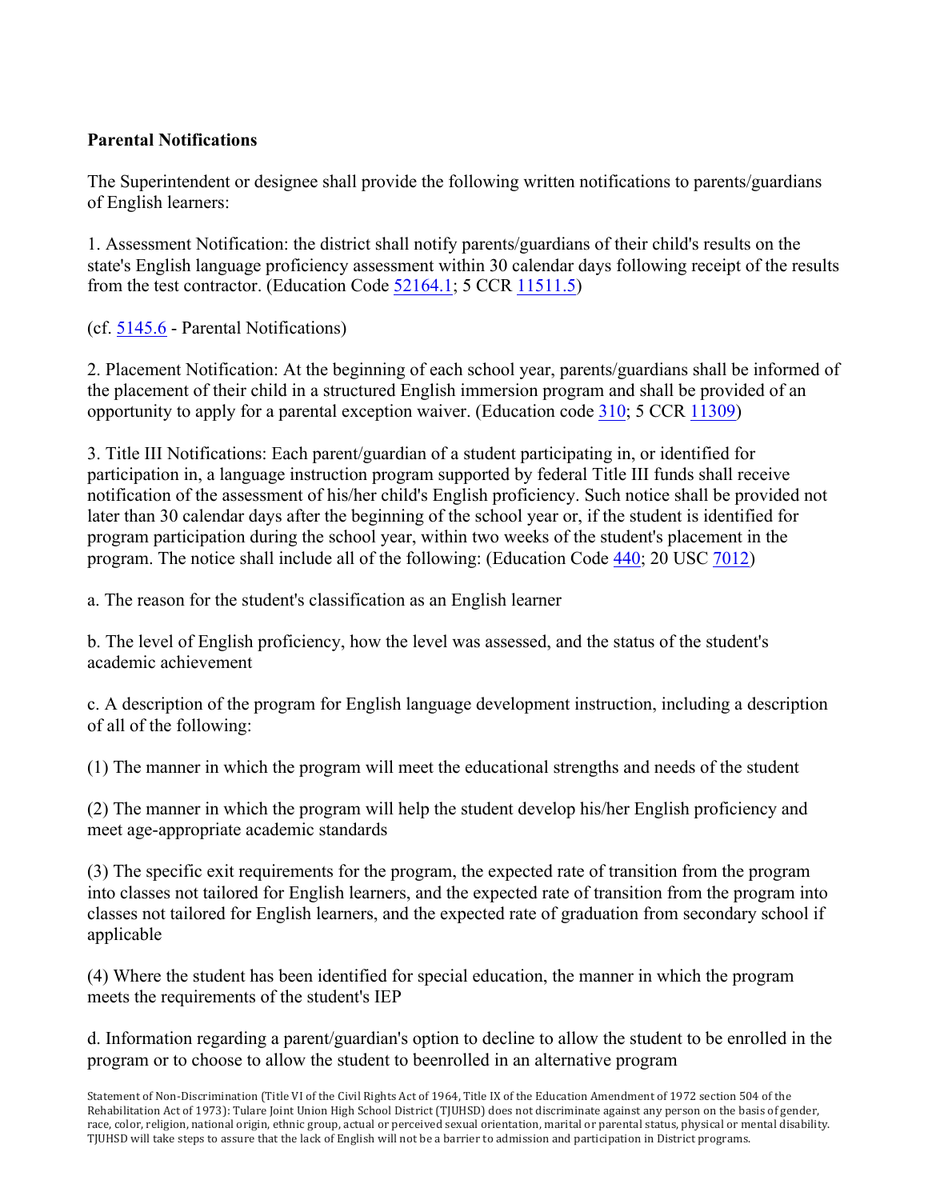**Parental Notifications**

The Superintendent or designee shall provide the following written notifications to parents/guardians of English learners:

1. Assessment Notification: the district shall notify parents/guardians of their child's results on the state's English language proficiency assessment within 30 calendar days following receipt of the results from the test contractor. (Education Code 52164.1; 5 CCR 11511.5)

(cf. 5145.6 - Parental Notifications)

2. Placement Notification: At the beginning of each school year, parents/guardians shall be informed of the placement of their child in a structured English immersion program and shall be provided of an opportunity to apply for a parental exception waiver. (Education code 310; 5 CCR 11309)

3. Title III Notifications: Each parent/guardian of a student participating in, or identified for participation in, a language instruction program supported by federal Title III funds shall receive notification of the assessment of his/her child's English proficiency. Such notice shall be provided not later than 30 calendar days after the beginning of the school year or, if the student is identified for program participation during the school year, within two weeks of the student's placement in the program. The notice shall include all of the following: (Education Code 440; 20 USC 7012)

a. The reason for the student's classification as an English learner

b. The level of English proficiency, how the level was assessed, and the status of the student's academic achievement

c. A description of the program for English language development instruction, including a description of all of the following:

(1) The manner in which the program will meet the educational strengths and needs of the student

(2) The manner in which the program will help the student develop his/her English proficiency and meet age-appropriate academic standards

(3) The specific exit requirements for the program, the expected rate of transition from the program into classes not tailored for English learners, and the expected rate of transition from the program into classes not tailored for English learners, and the expected rate of graduation from secondary school if applicable

(4) Where the student has been identified for special education, the manner in which the program meets the requirements of the student's IEP

d. Information regarding a parent/guardian's option to decline to allow the student to be enrolled in the program or to choose to allow the student to beenrolled in an alternative program

Statement of Non-Discrimination (Title VI of the Civil Rights Act of 1964, Title IX of the Education Amendment of 1972 section 504 of the Rehabilitation Act of 1973): Tulare Joint Union High School District (TJUHSD) does not discriminate against any person on the basis of gender, race, color, religion, national origin, ethnic group, actual or perceived sexual orientation, marital or parental status, physical or mental disability. TJUHSD will take steps to assure that the lack of English will not be a barrier to admission and participation in District programs.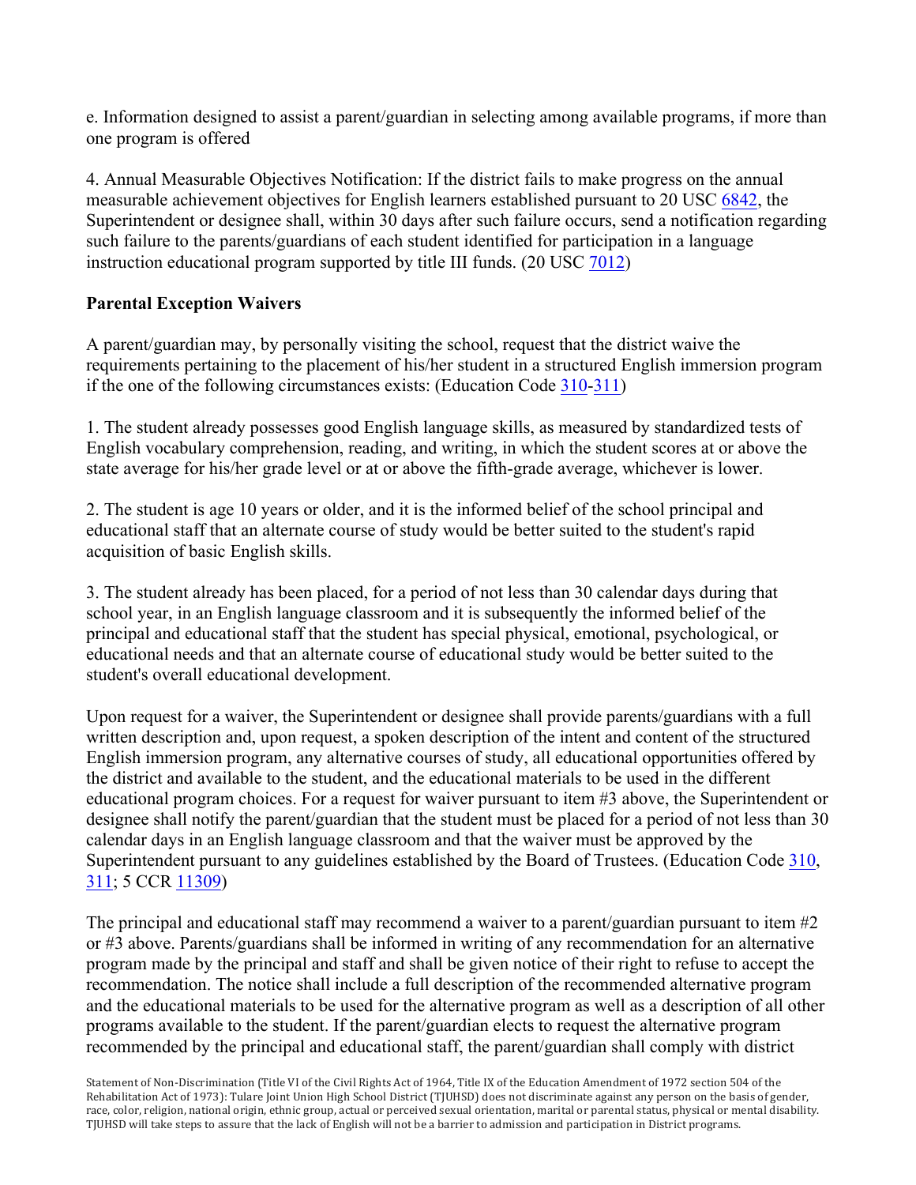e. Information designed to assist a parent/guardian in selecting among available programs, if more than one program is offered

4. Annual Measurable Objectives Notification: If the district fails to make progress on the annual measurable achievement objectives for English learners established pursuant to 20 USC 6842, the Superintendent or designee shall, within 30 days after such failure occurs, send a notification regarding such failure to the parents/guardians of each student identified for participation in a language instruction educational program supported by title III funds. (20 USC 7012)

**Parental Exception Waivers**

A parent/guardian may, by personally visiting the school, request that the district waive the requirements pertaining to the placement of his/her student in a structured English immersion program if the one of the following circumstances exists: (Education Code 310-311)

1. The student already possesses good English language skills, as measured by standardized tests of English vocabulary comprehension, reading, and writing, in which the student scores at or above the state average for his/her grade level or at or above the fifth-grade average, whichever is lower.

2. The student is age 10 years or older, and it is the informed belief of the school principal and educational staff that an alternate course of study would be better suited to the student's rapid acquisition of basic English skills.

3. The student already has been placed, for a period of not less than 30 calendar days during that school year, in an English language classroom and it is subsequently the informed belief of the principal and educational staff that the student has special physical, emotional, psychological, or educational needs and that an alternate course of educational study would be better suited to the student's overall educational development.

Upon request for a waiver, the Superintendent or designee shall provide parents/guardians with a full written description and, upon request, a spoken description of the intent and content of the structured English immersion program, any alternative courses of study, all educational opportunities offered by the district and available to the student, and the educational materials to be used in the different educational program choices. For a request for waiver pursuant to item #3 above, the Superintendent or designee shall notify the parent/guardian that the student must be placed for a period of not less than 30 calendar days in an English language classroom and that the waiver must be approved by the Superintendent pursuant to any guidelines established by the Board of Trustees. (Education Code 310, 311; 5 CCR 11309)

The principal and educational staff may recommend a waiver to a parent/guardian pursuant to item #2 or #3 above. Parents/guardians shall be informed in writing of any recommendation for an alternative program made by the principal and staff and shall be given notice of their right to refuse to accept the recommendation. The notice shall include a full description of the recommended alternative program and the educational materials to be used for the alternative program as well as a description of all other programs available to the student. If the parent/guardian elects to request the alternative program recommended by the principal and educational staff, the parent/guardian shall comply with district

Statement of Non-Discrimination (Title VI of the Civil Rights Act of 1964, Title IX of the Education Amendment of 1972 section 504 of the Rehabilitation Act of 1973): Tulare Joint Union High School District (TJUHSD) does not discriminate against any person on the basis of gender, race, color, religion, national origin, ethnic group, actual or perceived sexual orientation, marital or parental status, physical or mental disability. TJUHSD will take steps to assure that the lack of English will not be a barrier to admission and participation in District programs.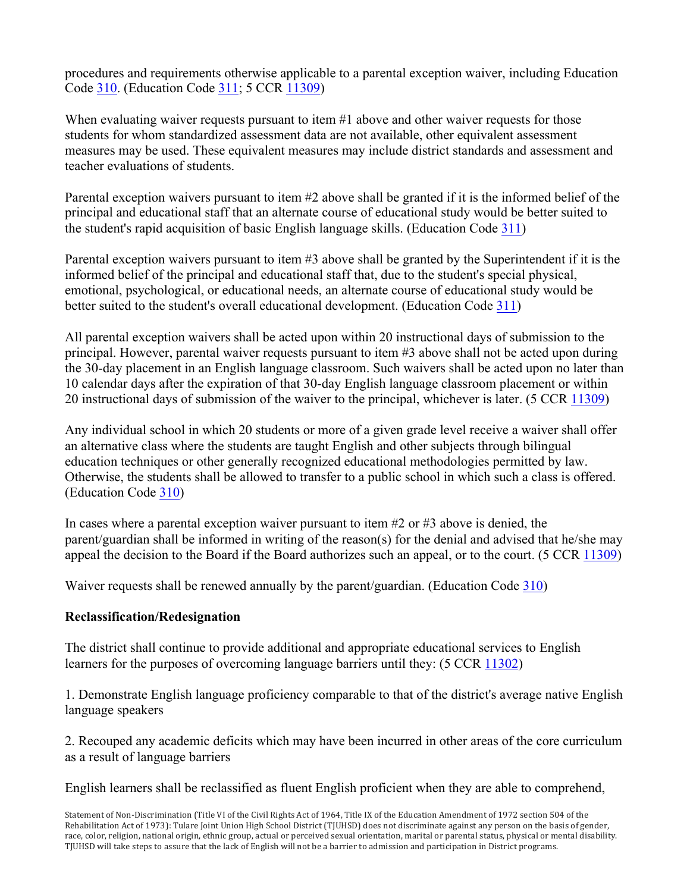procedures and requirements otherwise applicable to a parental exception waiver, including Education Code 310. (Education Code 311; 5 CCR 11309)

When evaluating waiver requests pursuant to item #1 above and other waiver requests for those students for whom standardized assessment data are not available, other equivalent assessment measures may be used. These equivalent measures may include district standards and assessment and teacher evaluations of students.

Parental exception waivers pursuant to item #2 above shall be granted if it is the informed belief of the principal and educational staff that an alternate course of educational study would be better suited to the student's rapid acquisition of basic English language skills. (Education Code 311)

Parental exception waivers pursuant to item #3 above shall be granted by the Superintendent if it is the informed belief of the principal and educational staff that, due to the student's special physical, emotional, psychological, or educational needs, an alternate course of educational study would be better suited to the student's overall educational development. (Education Code 311)

All parental exception waivers shall be acted upon within 20 instructional days of submission to the principal. However, parental waiver requests pursuant to item #3 above shall not be acted upon during the 30-day placement in an English language classroom. Such waivers shall be acted upon no later than 10 calendar days after the expiration of that 30-day English language classroom placement or within 20 instructional days of submission of the waiver to the principal, whichever is later. (5 CCR 11309)

Any individual school in which 20 students or more of a given grade level receive a waiver shall offer an alternative class where the students are taught English and other subjects through bilingual education techniques or other generally recognized educational methodologies permitted by law. Otherwise, the students shall be allowed to transfer to a public school in which such a class is offered. (Education Code 310)

In cases where a parental exception waiver pursuant to item #2 or #3 above is denied, the parent/guardian shall be informed in writing of the reason(s) for the denial and advised that he/she may appeal the decision to the Board if the Board authorizes such an appeal, or to the court. (5 CCR 11309)

Waiver requests shall be renewed annually by the parent/guardian. (Education Code 310)

**Reclassification/Redesignation**

The district shall continue to provide additional and appropriate educational services to English learners for the purposes of overcoming language barriers until they: (5 CCR 11302)

1. Demonstrate English language proficiency comparable to that of the district's average native English language speakers

2. Recouped any academic deficits which may have been incurred in other areas of the core curriculum as a result of language barriers

English learners shall be reclassified as fluent English proficient when they are able to comprehend,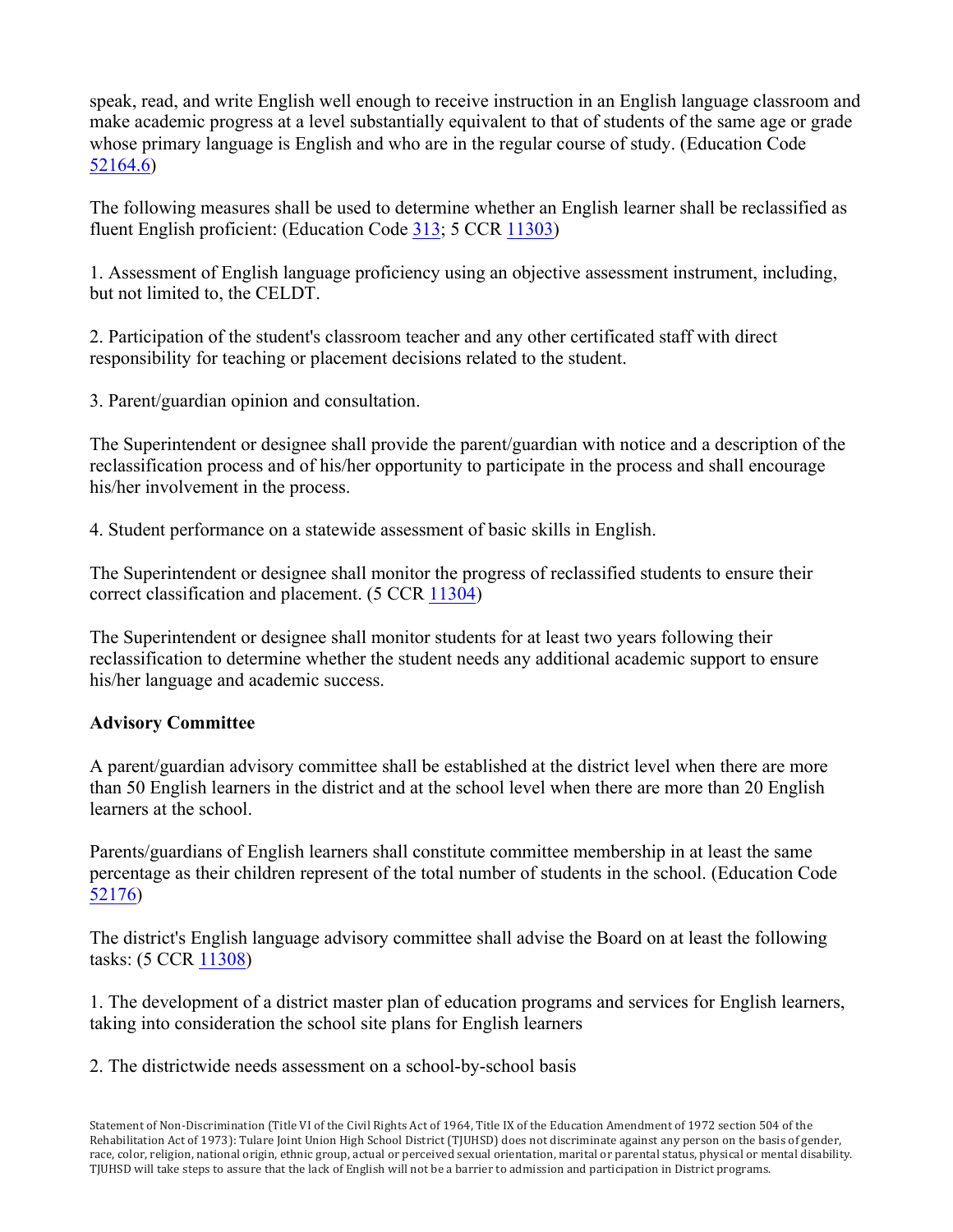speak, read, and write English well enough to receive instruction in an English language classroom and make academic progress at a level substantially equivalent to that of students of the same age or grade whose primary language is English and who are in the regular course of study. (Education Code 52164.6)

The following measures shall be used to determine whether an English learner shall be reclassified as fluent English proficient: (Education Code 313; 5 CCR 11303)

1. Assessment of English language proficiency using an objective assessment instrument, including, but not limited to, the CELDT.

2. Participation of the student's classroom teacher and any other certificated staff with direct responsibility for teaching or placement decisions related to the student.

3. Parent/guardian opinion and consultation.

The Superintendent or designee shall provide the parent/guardian with notice and a description of the reclassification process and of his/her opportunity to participate in the process and shall encourage his/her involvement in the process.

4. Student performance on a statewide assessment of basic skills in English.

The Superintendent or designee shall monitor the progress of reclassified students to ensure their correct classification and placement. (5 CCR 11304)

The Superintendent or designee shall monitor students for at least two years following their reclassification to determine whether the student needs any additional academic support to ensure his/her language and academic success.

**Advisory Committee**

A parent/guardian advisory committee shall be established at the district level when there are more than 50 English learners in the district and at the school level when there are more than 20 English learners at the school.

Parents/guardians of English learners shall constitute committee membership in at least the same percentage as their children represent of the total number of students in the school. (Education Code 52176)

The district's English language advisory committee shall advise the Board on at least the following tasks: (5 CCR 11308)

1. The development of a district master plan of education programs and services for English learners, taking into consideration the school site plans for English learners

2. The districtwide needs assessment on a school-by-school basis

Statement of Non-Discrimination (Title VI of the Civil Rights Act of 1964, Title IX of the Education Amendment of 1972 section 504 of the Rehabilitation Act of 1973): Tulare Joint Union High School District (TJUHSD) does not discriminate against any person on the basis of gender, race, color, religion, national origin, ethnic group, actual or perceived sexual orientation, marital or parental status, physical or mental disability. TJUHSD will take steps to assure that the lack of English will not be a barrier to admission and participation in District programs.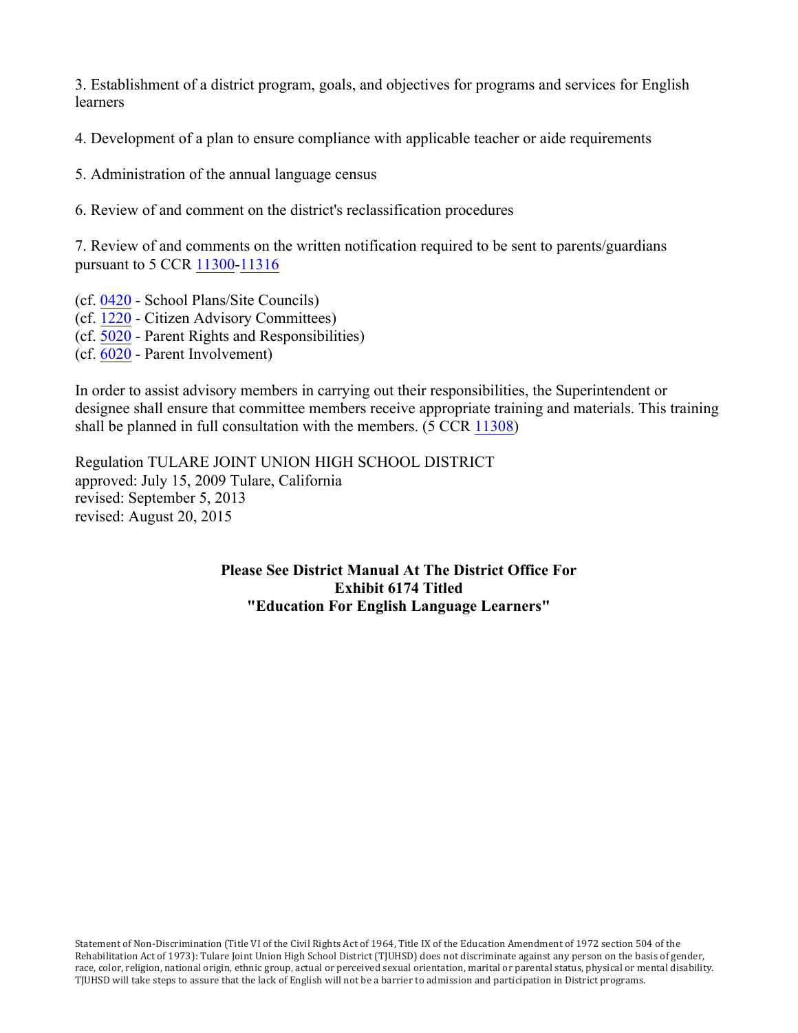3. Establishment of a district program, goals, and objectives for programs and services for English learners

4. Development of a plan to ensure compliance with applicable teacher or aide requirements

5. Administration of the annual language census

6. Review of and comment on the district's reclassification procedures

7. Review of and comments on the written notification required to be sent to parents/guardians pursuant to 5 CCR 11300-11316

(cf. 0420 - School Plans/Site Councils)
(cf. 1220 - Citizen Advisory Committees)
(cf. 5020 - Parent Rights and Responsibilities)
(cf. 6020 - Parent Involvement)

In order to assist advisory members in carrying out their responsibilities, the Superintendent or designee shall ensure that committee members receive appropriate training and materials. This training shall be planned in full consultation with the members. (5 CCR 11308)

Regulation TULARE JOINT UNION HIGH SCHOOL DISTRICT
approved: July 15, 2009 Tulare, California
revised: September 5, 2013
revised: August 20, 2015

**Please See District Manual At The District Office For**
**Exhibit 6174 Titled**
**"Education For English Language Learners"**

Statement of Non-Discrimination (Title VI of the Civil Rights Act of 1964, Title IX of the Education Amendment of 1972 section 504 of the Rehabilitation Act of 1973): Tulare Joint Union High School District (TJUHSD) does not discriminate against any person on the basis of gender, race, color, religion, national origin, ethnic group, actual or perceived sexual orientation, marital or parental status, physical or mental disability. TJUHSD will take steps to assure that the lack of English will not be a barrier to admission and participation in District programs.